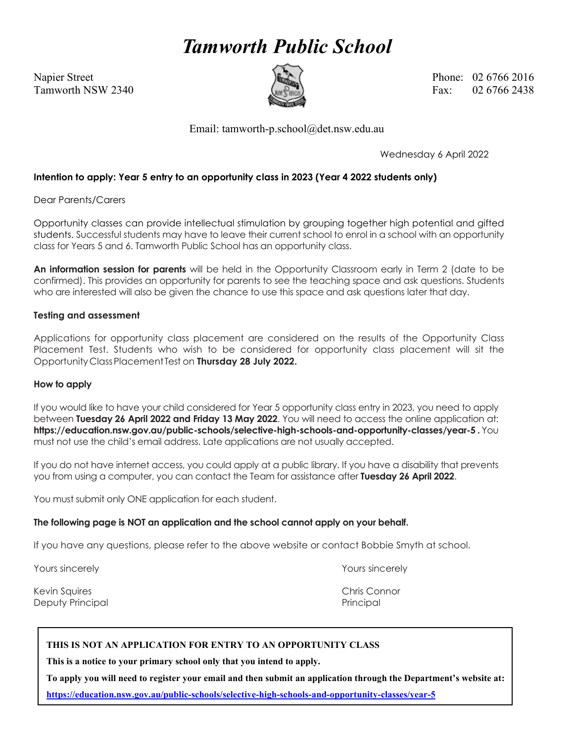# *Tamworth Public School*

Napier Street
Tamworth NSW 2340

Phone: 02 6766 2016
Fax: 02 6766 2438

Email: tamworth-p.school@det.nsw.edu.au

Wednesday 6 April 2022

**Intention to apply: Year 5 entry to an opportunity class in 2023 (Year 4 2022 students only)**

Dear Parents/Carers

Opportunity classes can provide intellectual stimulation by grouping together high potential and gifted students. Successful students may have to leave their current school to enrol in a school with an opportunity class for Years 5 and 6. Tamworth Public School has an opportunity class.

**An information session for parents** will be held in the Opportunity Classroom early in Term 2 (date to be confirmed). This provides an opportunity for parents to see the teaching space and ask questions. Students who are interested will also be given the chance to use this space and ask questions later that day.

**Testing and assessment**

Applications for opportunity class placement are considered on the results of the Opportunity Class Placement Test. Students who wish to be considered for opportunity class placement will sit the Opportunity Class Placement Test on **Thursday 28 July 2022.**

**How to apply**

If you would like to have your child considered for Year 5 opportunity class entry in 2023, you need to apply between **Tuesday 26 April 2022 and Friday 13 May 2022**. You will need to access the online application at: **https://education.nsw.gov.au/public-schools/selective-high-schools-and-opportunity-classes/year-5 .** You must not use the child's email address. Late applications are not usually accepted.

If you do not have internet access, you could apply at a public library. If you have a disability that prevents you from using a computer, you can contact the Team for assistance after **Tuesday 26 April 2022**.

You must submit only ONE application for each student.

**The following page is NOT an application and the school cannot apply on your behalf.**

If you have any questions, please refer to the above website or contact Bobbie Smyth at school.

Yours sincerely

Kevin Squires
Deputy Principal

Yours sincerely

Chris Connor
Principal

**THIS IS NOT AN APPLICATION FOR ENTRY TO AN OPPORTUNITY CLASS**

**This is a notice to your primary school only that you intend to apply.**

**To apply you will need to register your email and then submit an application through the Department's website at:**

**https://education.nsw.gov.au/public-schools/selective-high-schools-and-opportunity-classes/year-5**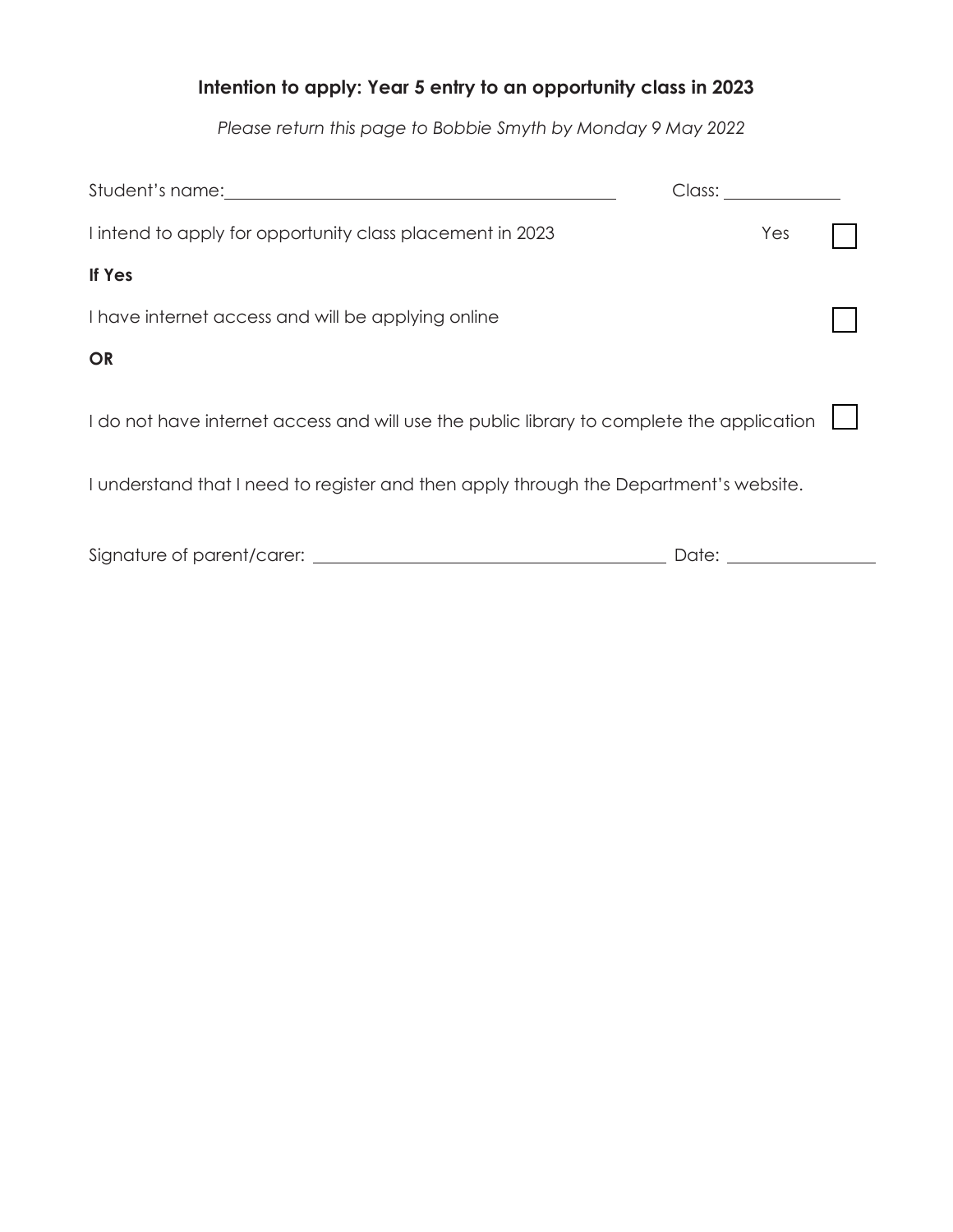# Intention to apply: Year 5 entry to an opportunity class in 2023

*Please return this page to Bobbie Smyth by Monday 9 May 2022*

Student's name: ______________________________ Class: ____________

I intend to apply for opportunity class placement in 2023 Yes ☐

**If Yes**

I have internet access and will be applying online ☐

**OR**

I do not have internet access and will use the public library to complete the application ☐

I understand that I need to register and then apply through the Department's website.

Signature of parent/carer: ______________________________ Date: ____________